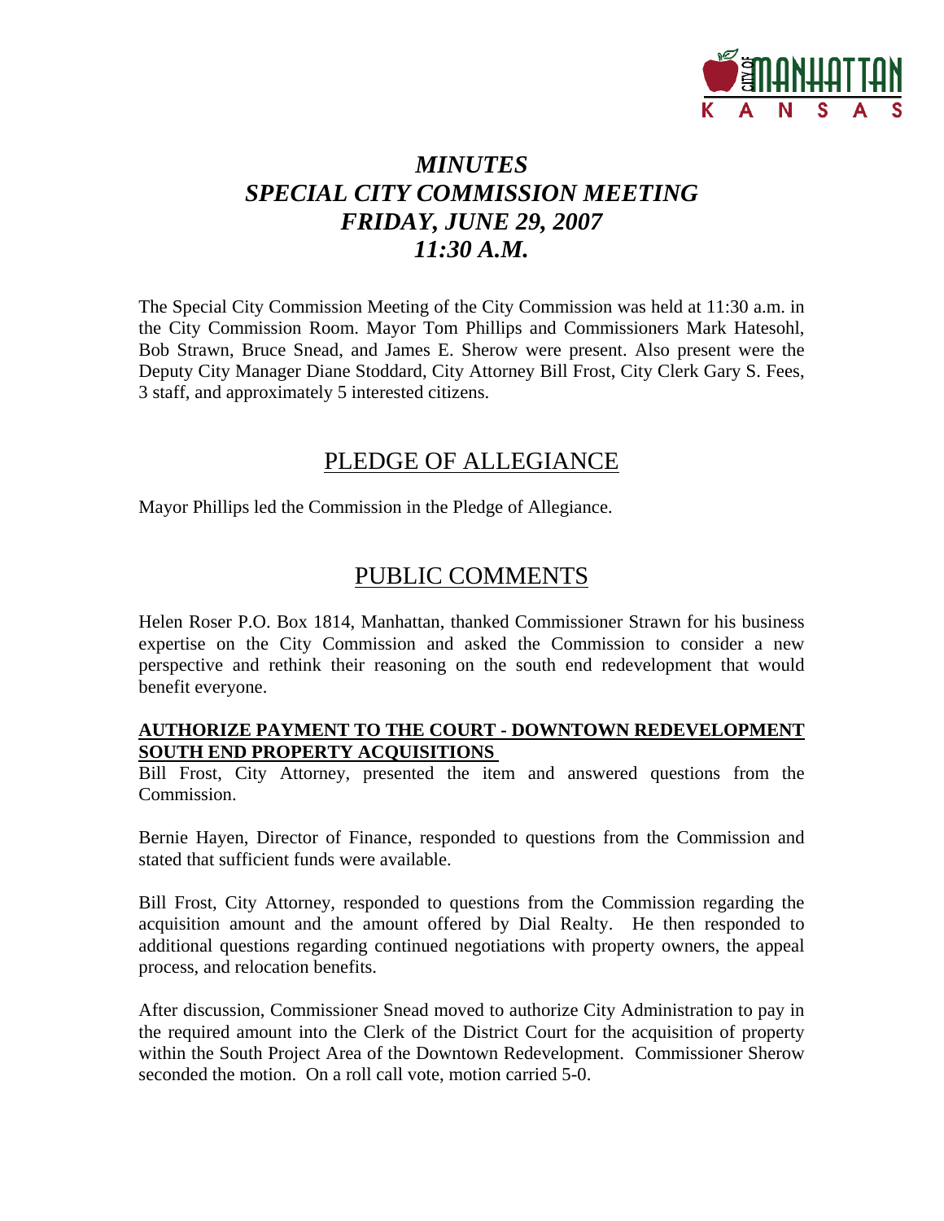# *MINUTES*
# *SPECIAL CITY COMMISSION MEETING*
# *FRIDAY, JUNE 29, 2007*
# *11:30 A.M.*

The Special City Commission Meeting of the City Commission was held at 11:30 a.m. in the City Commission Room. Mayor Tom Phillips and Commissioners Mark Hatesohl, Bob Strawn, Bruce Snead, and James E. Sherow were present. Also present were the Deputy City Manager Diane Stoddard, City Attorney Bill Frost, City Clerk Gary S. Fees, 3 staff, and approximately 5 interested citizens.

## PLEDGE OF ALLEGIANCE

Mayor Phillips led the Commission in the Pledge of Allegiance.

## PUBLIC COMMENTS

Helen Roser P.O. Box 1814, Manhattan, thanked Commissioner Strawn for his business expertise on the City Commission and asked the Commission to consider a new perspective and rethink their reasoning on the south end redevelopment that would benefit everyone.

**AUTHORIZE PAYMENT TO THE COURT - DOWNTOWN REDEVELOPMENT SOUTH END PROPERTY ACQUISITIONS**

Bill Frost, City Attorney, presented the item and answered questions from the Commission.

Bernie Hayen, Director of Finance, responded to questions from the Commission and stated that sufficient funds were available.

Bill Frost, City Attorney, responded to questions from the Commission regarding the acquisition amount and the amount offered by Dial Realty. He then responded to additional questions regarding continued negotiations with property owners, the appeal process, and relocation benefits.

After discussion, Commissioner Snead moved to authorize City Administration to pay in the required amount into the Clerk of the District Court for the acquisition of property within the South Project Area of the Downtown Redevelopment. Commissioner Sherow seconded the motion. On a roll call vote, motion carried 5-0.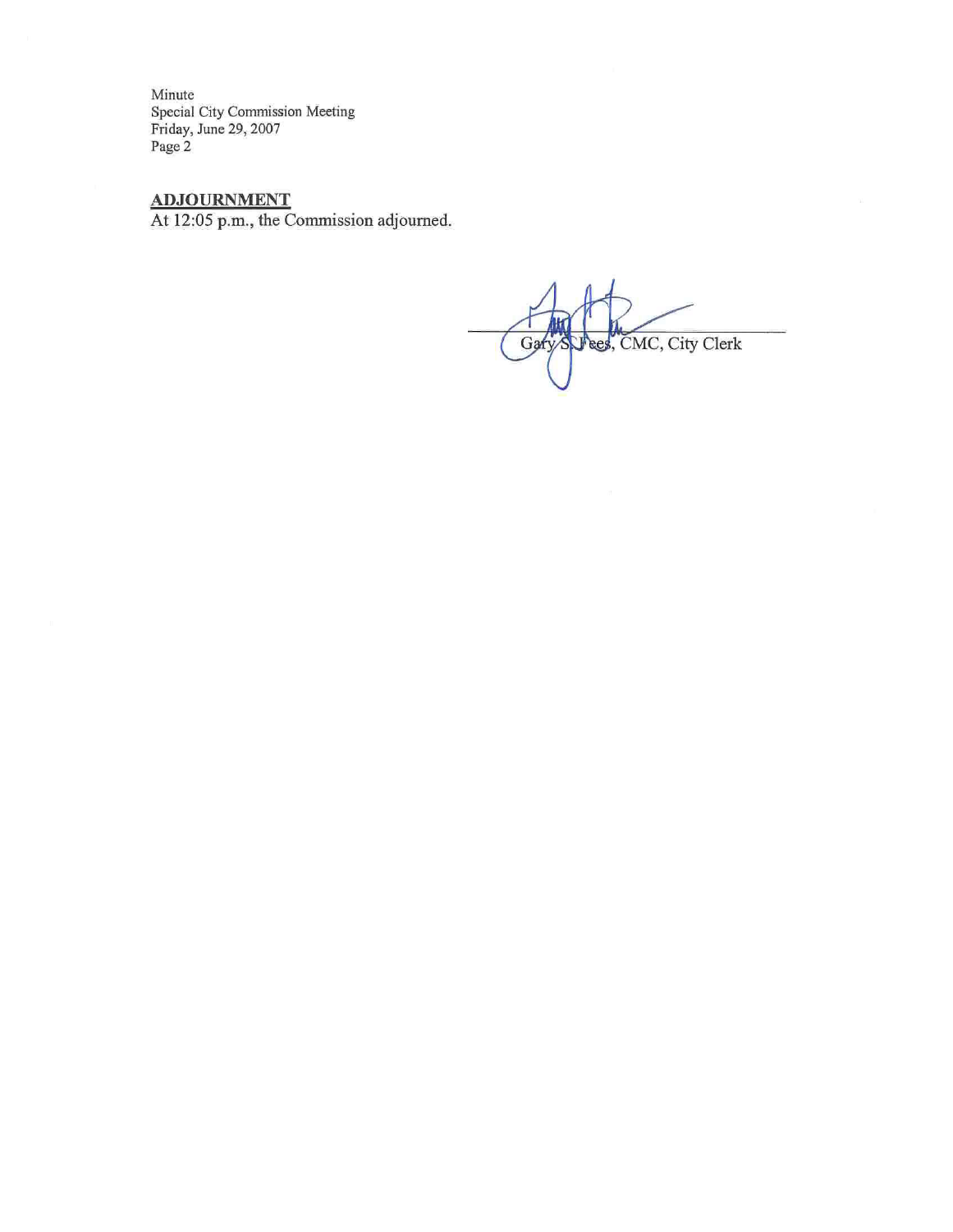## ADJOURNMENT

At 12:05 p.m., the Commission adjourned.

Gary S. Fees, CMC, City Clerk